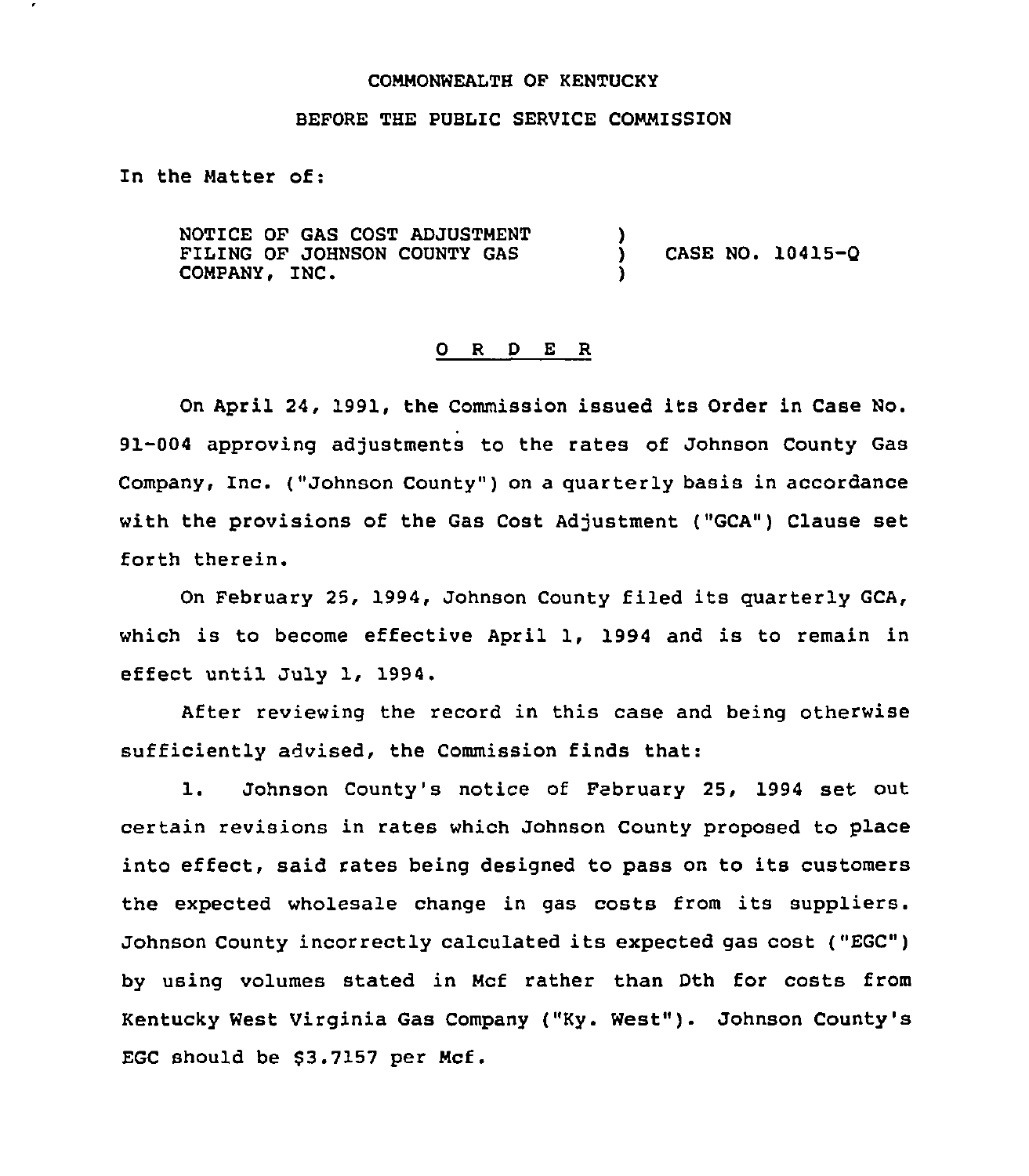COMMONWEALTH OF KENTUCKY

BEFORE THE PUBLIC SERVICE COMMISSION

In the Matter of:

NOTICE OF GAS COST ADJUSTMENT FILING OF JOHNSON COUNTY GAS COMPANY, INC. ) CASE NO. 10415-Q

## O R D E R

On April 24, 1991, the Commission issued its Order in Case No. 91-004 approving adjustments to the rates of Johnson County Gas Company, Inc. ("Johnson County") on a quarterly basis in accordance with the provisions of the Gas Cost Adjustment ("GCA") Clause set forth therein.

On February 25, 1994, Johnson County filed its quarterly GCA, which is to become effective April 1, 1994 and is to remain in effect until July 1, 1994.

After reviewing the record in this case and being otherwise sufficiently advised, the Commission finds that:

1. Johnson County's notice of February 25, 1994 set out certain revisions in rates which Johnson County proposed to place into effect, said rates being designed to pass on to its customers the expected wholesale change in gas costs from its suppliers. Johnson County incorrectly calculated its expected gas cost ("EGC") by using volumes stated in Mcf rather than Dth for costs from Kentucky West Virginia Gas Company ("Ky. West"). Johnson County's EGC should be $3.7157 per Mcf.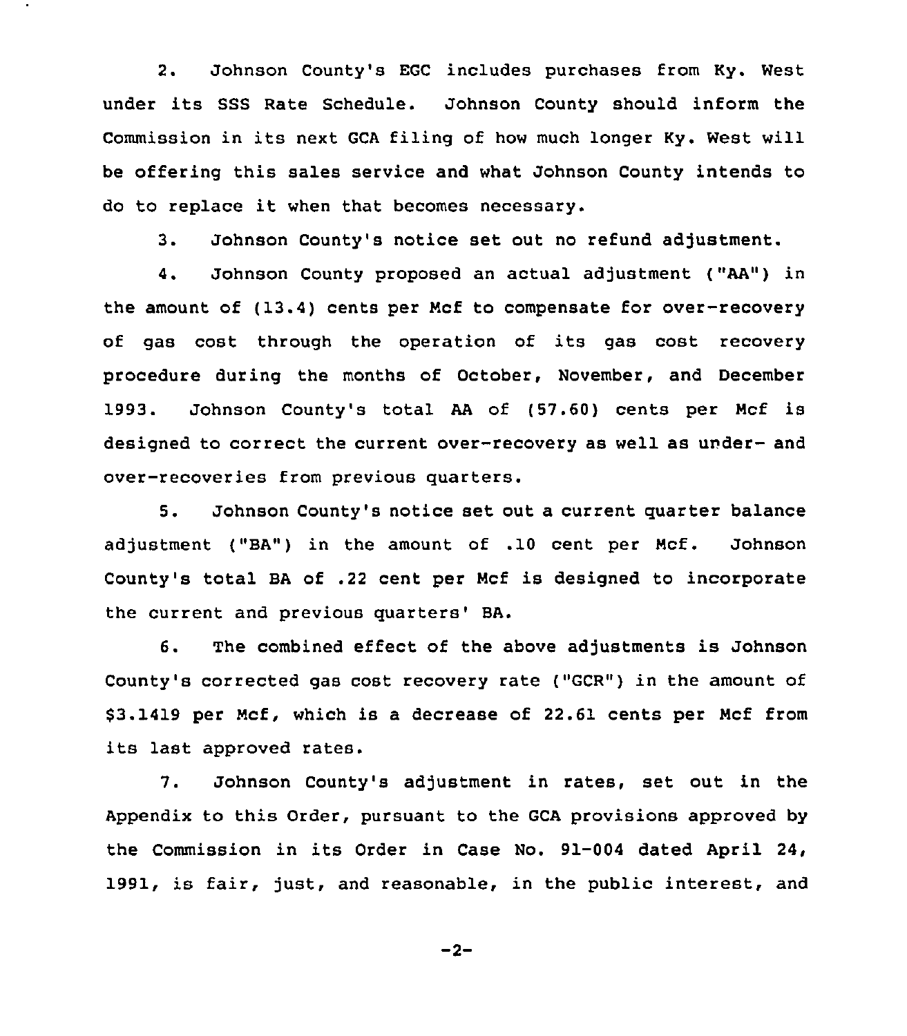2. Johnson County's EGC includes purchases from Ky. West under its SSS Rate Schedule. Johnson County should inform the Commission in its next GCA filing of how much longer Ky. West will be offering this sales service and what Johnson County intends to do to replace it when that becomes necessary.

3. Johnson County's notice set out no refund adjustment.

4. Johnson County proposed an actual adjustment ("AA") in the amount of (13.4) cents per Mcf to compensate for over-recovery of gas cost through the operation of its gas cost recovery procedure during the months of October, November, and December 1993. Johnson County's total AA of (57.60) cents per Mcf is designed to correct the current over-recovery as well as under- and over-recoveries from previous quarters.

5. Johnson County's notice set out a current quarter balance adjustment ("BA") in the amount of .10 cent per Mcf. Johnson County's total BA of .22 cent per Mcf is designed to incorporate the current and previous quarters' BA.

6. The combined effect of the above adjustments is Johnson County's corrected gas cost recovery rate ("GCR") in the amount of $3.1419 per Mcf, which is a decrease of 22.61 cents per Mcf from its last approved rates.

7. Johnson County's adjustment in rates, set out in the Appendix to this Order, pursuant to the GCA provisions approved by the Commission in its Order in Case No. 91-004 dated April 24, 1991, is fair, just, and reasonable, in the public interest, and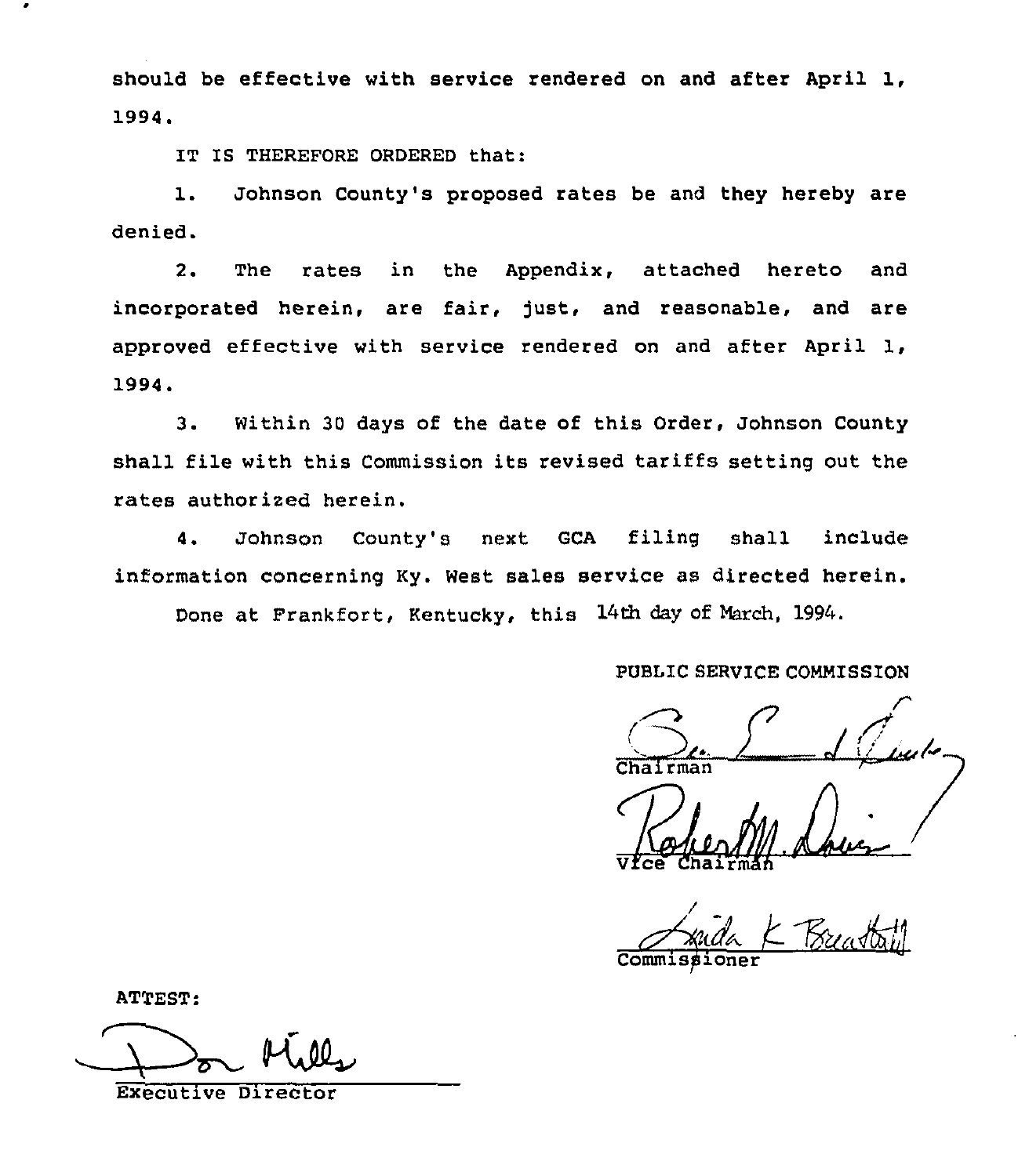should be effective with service rendered on and after April 1, 1994.

IT IS THEREFORE ORDERED that:

1. Johnson County's proposed rates be and they hereby are denied.

2. The rates in the Appendix, attached hereto and incorporated herein, are fair, just, and reasonable, and are approved effective with service rendered on and after April 1, 1994.

3. Within 30 days of the date of this Order, Johnson County shall file with this Commission its revised tariffs setting out the rates authorized herein.

4. Johnson County's next GCA filing shall include information concerning Ky. West sales service as directed herein.

Done at Frankfort, Kentucky, this 14th day of March, 1994.

PUBLIC SERVICE COMMISSION

Chairman

Vice Chairman

Commissioner

ATTEST:

Executive Director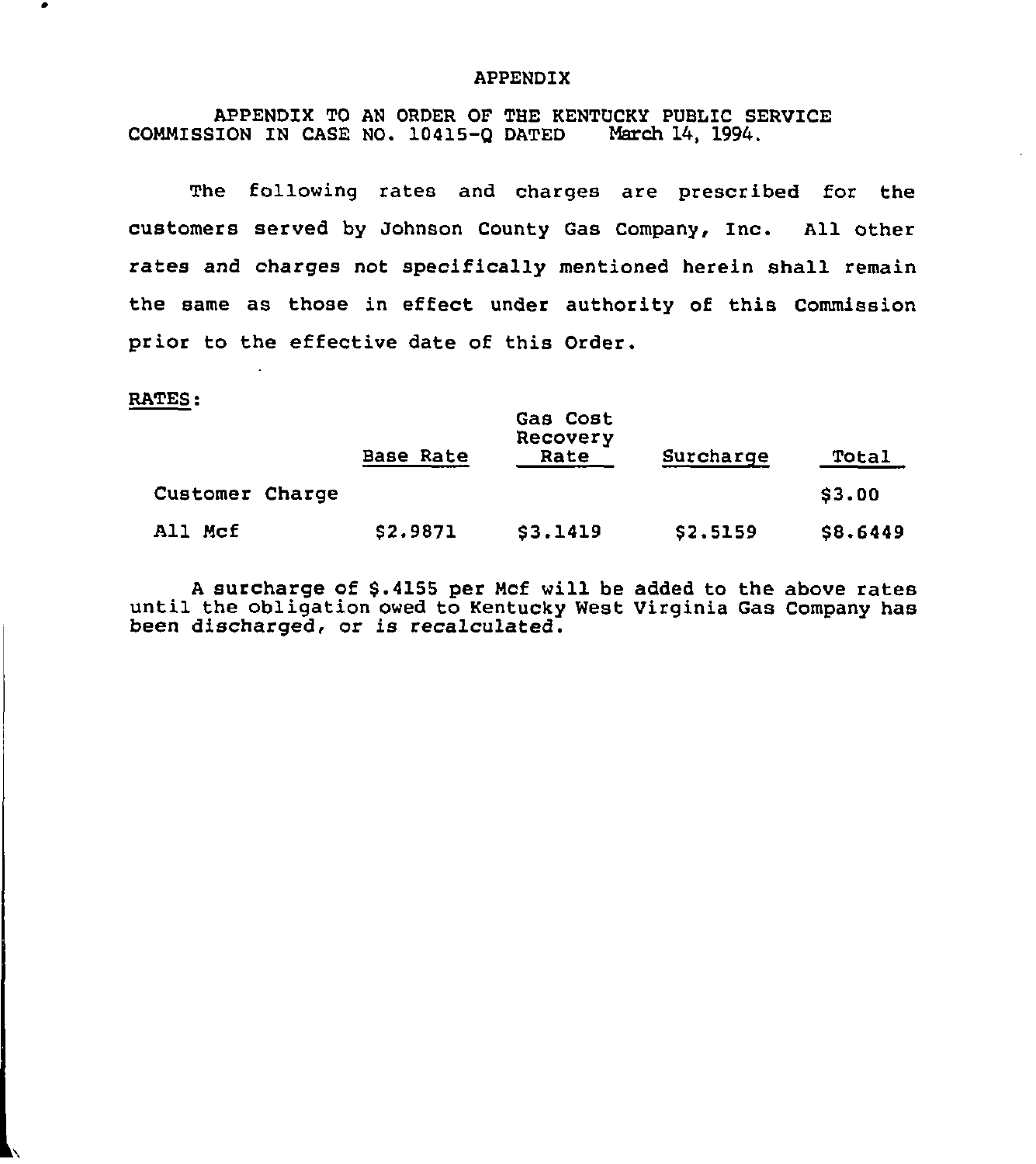# APPENDIX

APPENDIX TO AN ORDER OF THE KENTUCKY PUBLIC SERVICE COMMISSION IN CASE NO. 10415-Q DATED March 14, 1994.

The following rates and charges are prescribed for the customers served by Johnson County Gas Company, Inc. All other rates and charges not specifically mentioned herein shall remain the same as those in effect under authority of this Commission prior to the effective date of this Order.

RATES:

| | Base Rate | Gas Cost Recovery Rate | Surcharge | Total |
|---|---|---|---|---|
| Customer Charge | | | | $3.00 |
| All Mcf | $2.9871 | $3.1419 | $2.5159 | $8.6449 |

A surcharge of $.4155 per Mcf will be added to the above rates until the obligation owed to Kentucky West Virginia Gas Company has been discharged, or is recalculated.